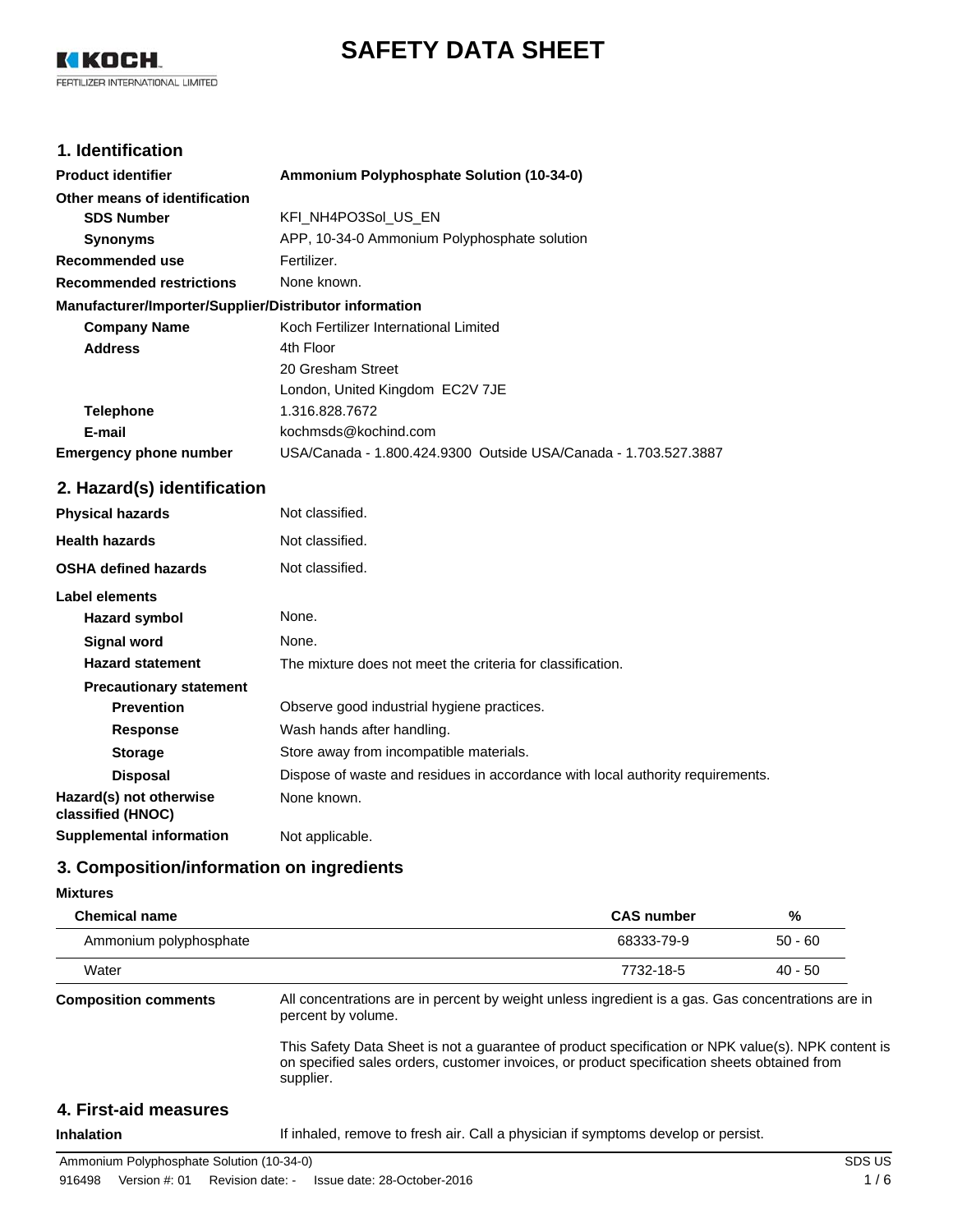# SAFETY DATA SHEET

KOCH FERTILIZER INTERNATIONAL LIMITED

## 1. Identification

| | |
|---|---|
| **Product identifier** | **Ammonium Polyphosphate Solution (10-34-0)** |
| **Other means of identification** | |
| **SDS Number** | KFI_NH4PO3Sol_US_EN |
| **Synonyms** | APP, 10-34-0 Ammonium Polyphosphate solution |
| **Recommended use** | Fertilizer. |
| **Recommended restrictions** | None known. |

**Manufacturer/Importer/Supplier/Distributor information**

| | |
|---|---|
| **Company Name** | Koch Fertilizer International Limited |
| **Address** | 4th Floor<br>20 Gresham Street<br>London, United Kingdom EC2V 7JE |
| **Telephone** | 1.316.828.7672 |
| **E-mail** | kochmsds@kochind.com |
| **Emergency phone number** | USA/Canada - 1.800.424.9300 Outside USA/Canada - 1.703.527.3887 |

## 2. Hazard(s) identification

| | |
|---|---|
| **Physical hazards** | Not classified. |
| **Health hazards** | Not classified. |
| **OSHA defined hazards** | Not classified. |

**Label elements**

| | |
|---|---|
| **Hazard symbol** | None. |
| **Signal word** | None. |
| **Hazard statement** | The mixture does not meet the criteria for classification. |

**Precautionary statement**

| | |
|---|---|
| **Prevention** | Observe good industrial hygiene practices. |
| **Response** | Wash hands after handling. |
| **Storage** | Store away from incompatible materials. |
| **Disposal** | Dispose of waste and residues in accordance with local authority requirements. |
| **Hazard(s) not otherwise classified (HNOC)** | None known. |
| **Supplemental information** | Not applicable. |

## 3. Composition/information on ingredients

**Mixtures**

| Chemical name | CAS number | % |
|---|---|---|
| Ammonium polyphosphate | 68333-79-9 | 50 - 60 |
| Water | 7732-18-5 | 40 - 50 |

**Composition comments**

All concentrations are in percent by weight unless ingredient is a gas. Gas concentrations are in percent by volume.

This Safety Data Sheet is not a guarantee of product specification or NPK value(s). NPK content is on specified sales orders, customer invoices, or product specification sheets obtained from supplier.

## 4. First-aid measures

| | |
|---|---|
| **Inhalation** | If inhaled, remove to fresh air. Call a physician if symptoms develop or persist. |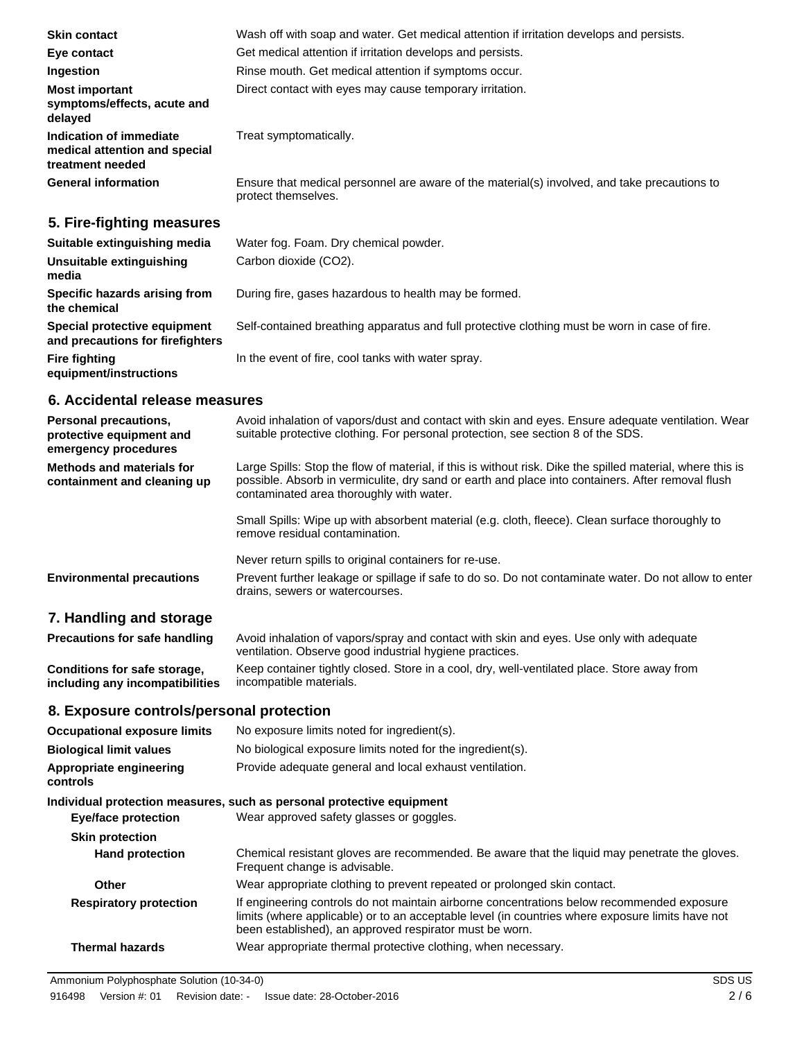| | |
|---|---|
| **Skin contact** | Wash off with soap and water. Get medical attention if irritation develops and persists. |
| **Eye contact** | Get medical attention if irritation develops and persists. |
| **Ingestion** | Rinse mouth. Get medical attention if symptoms occur. |
| **Most important symptoms/effects, acute and delayed** | Direct contact with eyes may cause temporary irritation. |
| **Indication of immediate medical attention and special treatment needed** | Treat symptomatically. |
| **General information** | Ensure that medical personnel are aware of the material(s) involved, and take precautions to protect themselves. |

## 5. Fire-fighting measures

| | |
|---|---|
| **Suitable extinguishing media** | Water fog. Foam. Dry chemical powder. |
| **Unsuitable extinguishing media** | Carbon dioxide ($CO_2$). |
| **Specific hazards arising from the chemical** | During fire, gases hazardous to health may be formed. |
| **Special protective equipment and precautions for firefighters** | Self-contained breathing apparatus and full protective clothing must be worn in case of fire. |
| **Fire fighting equipment/instructions** | In the event of fire, cool tanks with water spray. |

## 6. Accidental release measures

| | |
|---|---|
| **Personal precautions, protective equipment and emergency procedures** | Avoid inhalation of vapors/dust and contact with skin and eyes. Ensure adequate ventilation. Wear suitable protective clothing. For personal protection, see section 8 of the SDS. |
| **Methods and materials for containment and cleaning up** | Large Spills: Stop the flow of material, if this is without risk. Dike the spilled material, where this is possible. Absorb in vermiculite, dry sand or earth and place into containers. After removal flush contaminated area thoroughly with water.<br><br>Small Spills: Wipe up with absorbent material (e.g. cloth, fleece). Clean surface thoroughly to remove residual contamination.<br><br>Never return spills to original containers for re-use. |
| **Environmental precautions** | Prevent further leakage or spillage if safe to do so. Do not contaminate water. Do not allow to enter drains, sewers or watercourses. |

## 7. Handling and storage

| | |
|---|---|
| **Precautions for safe handling** | Avoid inhalation of vapors/spray and contact with skin and eyes. Use only with adequate ventilation. Observe good industrial hygiene practices. |
| **Conditions for safe storage, including any incompatibilities** | Keep container tightly closed. Store in a cool, dry, well-ventilated place. Store away from incompatible materials. |

## 8. Exposure controls/personal protection

| | |
|---|---|
| **Occupational exposure limits** | No exposure limits noted for ingredient(s). |
| **Biological limit values** | No biological exposure limits noted for the ingredient(s). |
| **Appropriate engineering controls** | Provide adequate general and local exhaust ventilation. |

**Individual protection measures, such as personal protective equipment**

| | |
|---|---|
| **Eye/face protection** | Wear approved safety glasses or goggles. |
| **Skin protection** | |
| **Hand protection** | Chemical resistant gloves are recommended. Be aware that the liquid may penetrate the gloves. Frequent change is advisable. |
| **Other** | Wear appropriate clothing to prevent repeated or prolonged skin contact. |
| **Respiratory protection** | If engineering controls do not maintain airborne concentrations below recommended exposure limits (where applicable) or to an acceptable level (in countries where exposure limits have not been established), an approved respirator must be worn. |
| **Thermal hazards** | Wear appropriate thermal protective clothing, when necessary. |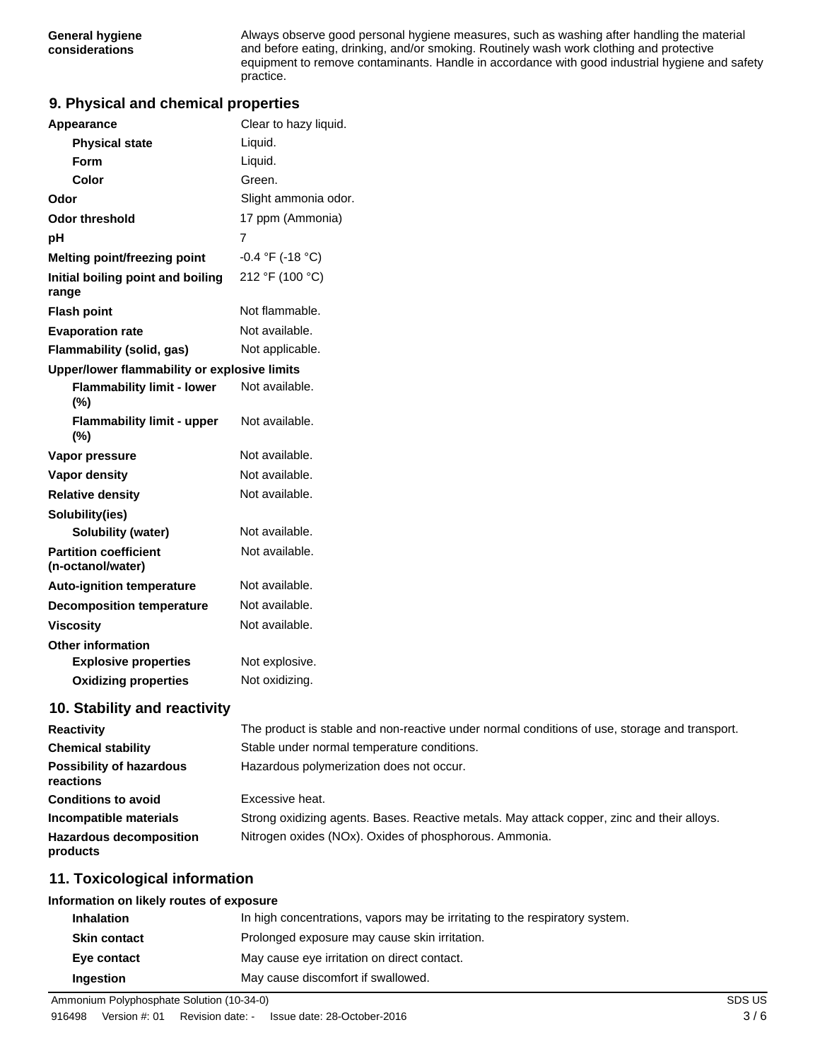| | |
|---|---|
| **General hygiene considerations** | Always observe good personal hygiene measures, such as washing after handling the material and before eating, drinking, and/or smoking. Routinely wash work clothing and protective equipment to remove contaminants. Handle in accordance with good industrial hygiene and safety practice. |

## 9. Physical and chemical properties

| | |
|---|---|
| **Appearance** | Clear to hazy liquid. |
| **Physical state** | Liquid. |
| **Form** | Liquid. |
| **Color** | Green. |
| **Odor** | Slight ammonia odor. |
| **Odor threshold** | 17 ppm (Ammonia) |
| **pH** | 7 |
| **Melting point/freezing point** | -0.4 °F (-18 °C) |
| **Initial boiling point and boiling range** | 212 °F (100 °C) |
| **Flash point** | Not flammable. |
| **Evaporation rate** | Not available. |
| **Flammability (solid, gas)** | Not applicable. |
| **Upper/lower flammability or explosive limits** | |
| **Flammability limit - lower (%)** | Not available. |
| **Flammability limit - upper (%)** | Not available. |
| **Vapor pressure** | Not available. |
| **Vapor density** | Not available. |
| **Relative density** | Not available. |
| **Solubility(ies)** | |
| **Solubility (water)** | Not available. |
| **Partition coefficient (n-octanol/water)** | Not available. |
| **Auto-ignition temperature** | Not available. |
| **Decomposition temperature** | Not available. |
| **Viscosity** | Not available. |
| **Other information** | |
| **Explosive properties** | Not explosive. |
| **Oxidizing properties** | Not oxidizing. |

## 10. Stability and reactivity

| | |
|---|---|
| **Reactivity** | The product is stable and non-reactive under normal conditions of use, storage and transport. |
| **Chemical stability** | Stable under normal temperature conditions. |
| **Possibility of hazardous reactions** | Hazardous polymerization does not occur. |
| **Conditions to avoid** | Excessive heat. |
| **Incompatible materials** | Strong oxidizing agents. Bases. Reactive metals. May attack copper, zinc and their alloys. |
| **Hazardous decomposition products** | Nitrogen oxides (NOx). Oxides of phosphorous. Ammonia. |

## 11. Toxicological information

**Information on likely routes of exposure**

| | |
|---|---|
| **Inhalation** | In high concentrations, vapors may be irritating to the respiratory system. |
| **Skin contact** | Prolonged exposure may cause skin irritation. |
| **Eye contact** | May cause eye irritation on direct contact. |
| **Ingestion** | May cause discomfort if swallowed. |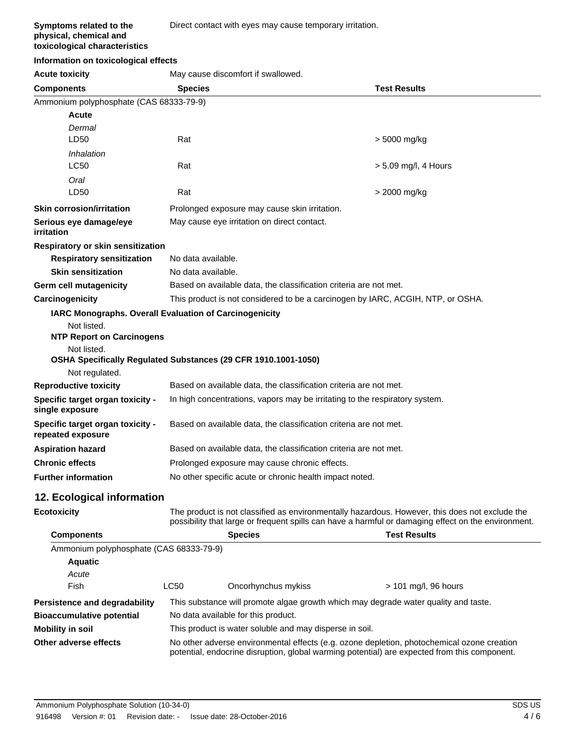**Symptoms related to the physical, chemical and toxicological characteristics** Direct contact with eyes may cause temporary irritation.

**Information on toxicological effects**

**Acute toxicity** May cause discomfort if swallowed.

| Components | Species | Test Results |
|---|---|---|
| Ammonium polyphosphate (CAS 68333-79-9) | | |
| **Acute** | | |
| *Dermal* | | |
| LD50 | Rat | > 5000 mg/kg |
| *Inhalation* | | |
| LC50 | Rat | > 5.09 mg/l, 4 Hours |
| *Oral* | | |
| LD50 | Rat | > 2000 mg/kg |

**Skin corrosion/irritation** Prolonged exposure may cause skin irritation.

**Serious eye damage/eye irritation** May cause eye irritation on direct contact.

**Respiratory or skin sensitization**

**Respiratory sensitization** No data available.

**Skin sensitization** No data available.

**Germ cell mutagenicity** Based on available data, the classification criteria are not met.

**Carcinogenicity** This product is not considered to be a carcinogen by IARC, ACGIH, NTP, or OSHA.

**IARC Monographs. Overall Evaluation of Carcinogenicity**

Not listed.

**NTP Report on Carcinogens**

Not listed.

**OSHA Specifically Regulated Substances (29 CFR 1910.1001-1050)**

Not regulated.

**Reproductive toxicity** Based on available data, the classification criteria are not met.

**Specific target organ toxicity - single exposure** In high concentrations, vapors may be irritating to the respiratory system.

**Specific target organ toxicity - repeated exposure** Based on available data, the classification criteria are not met.

**Aspiration hazard** Based on available data, the classification criteria are not met.

**Chronic effects** Prolonged exposure may cause chronic effects.

**Further information** No other specific acute or chronic health impact noted.

## 12. Ecological information

**Ecotoxicity** The product is not classified as environmentally hazardous. However, this does not exclude the possibility that large or frequent spills can have a harmful or damaging effect on the environment.

| Components | | Species | Test Results |
|---|---|---|---|
| Ammonium polyphosphate (CAS 68333-79-9) | | | |
| **Aquatic** | | | |
| *Acute* | | | |
| Fish | LC50 | Oncorhynchus mykiss | > 101 mg/l, 96 hours |

**Persistence and degradability** This substance will promote algae growth which may degrade water quality and taste.

**Bioaccumulative potential** No data available for this product.

**Mobility in soil** This product is water soluble and may disperse in soil.

**Other adverse effects** No other adverse environmental effects (e.g. ozone depletion, photochemical ozone creation potential, endocrine disruption, global warming potential) are expected from this component.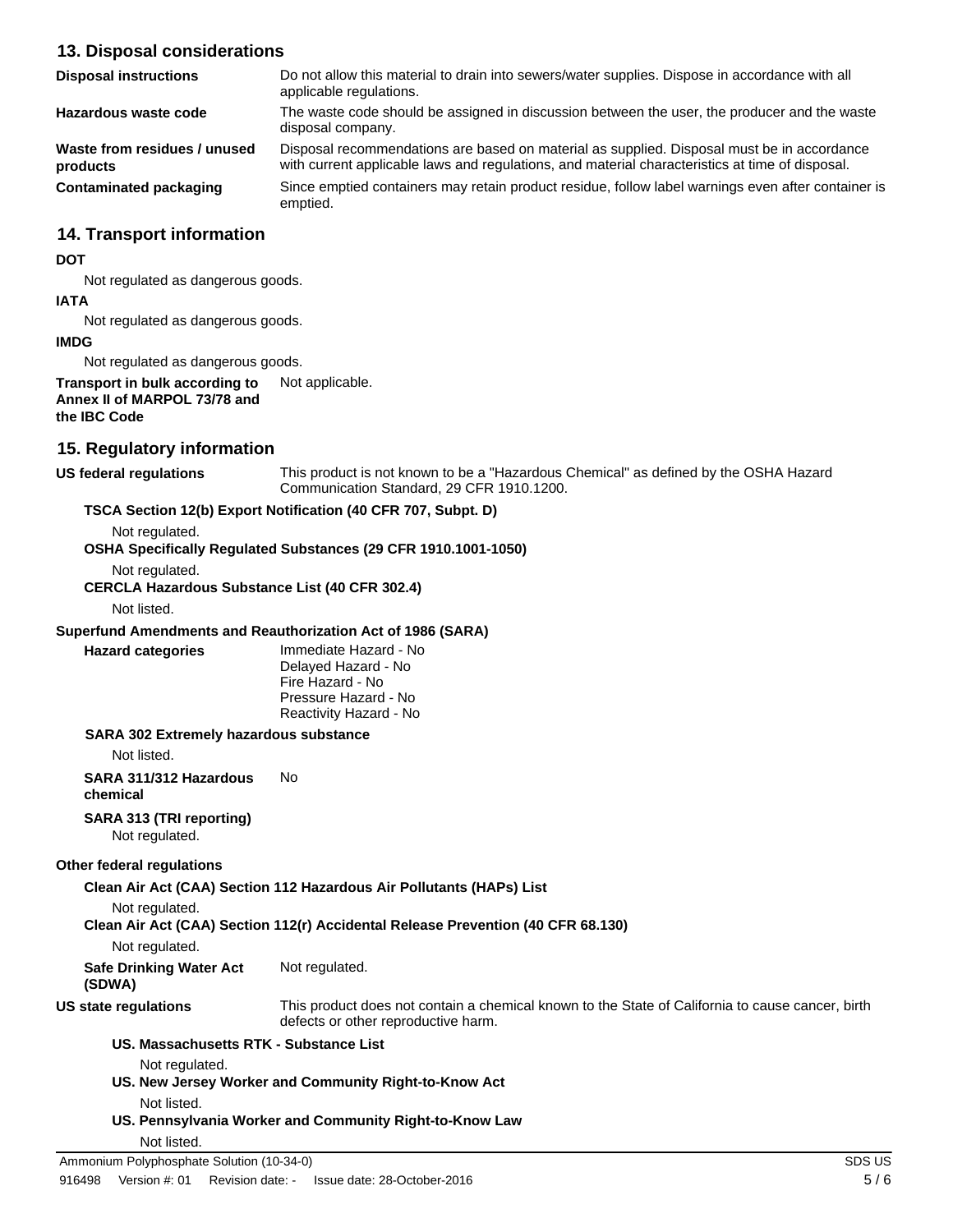## 13. Disposal considerations

| | |
|---|---|
| **Disposal instructions** | Do not allow this material to drain into sewers/water supplies. Dispose in accordance with all applicable regulations. |
| **Hazardous waste code** | The waste code should be assigned in discussion between the user, the producer and the waste disposal company. |
| **Waste from residues / unused products** | Disposal recommendations are based on material as supplied. Disposal must be in accordance with current applicable laws and regulations, and material characteristics at time of disposal. |
| **Contaminated packaging** | Since emptied containers may retain product residue, follow label warnings even after container is emptied. |

## 14. Transport information

**DOT**

Not regulated as dangerous goods.

**IATA**

Not regulated as dangerous goods.

**IMDG**

Not regulated as dangerous goods.

**Transport in bulk according to Annex II of MARPOL 73/78 and the IBC Code** Not applicable.

## 15. Regulatory information

**US federal regulations** This product is not known to be a "Hazardous Chemical" as defined by the OSHA Hazard Communication Standard, 29 CFR 1910.1200.

**TSCA Section 12(b) Export Notification (40 CFR 707, Subpt. D)**

Not regulated.

**OSHA Specifically Regulated Substances (29 CFR 1910.1001-1050)**

Not regulated.

**CERCLA Hazardous Substance List (40 CFR 302.4)**

Not listed.

**Superfund Amendments and Reauthorization Act of 1986 (SARA)**

**Hazard categories**
Immediate Hazard - No
Delayed Hazard - No
Fire Hazard - No
Pressure Hazard - No
Reactivity Hazard - No

**SARA 302 Extremely hazardous substance**

Not listed.

**SARA 311/312 Hazardous chemical** No

**SARA 313 (TRI reporting)**

Not regulated.

**Other federal regulations**

**Clean Air Act (CAA) Section 112 Hazardous Air Pollutants (HAPs) List**

Not regulated.

**Clean Air Act (CAA) Section 112(r) Accidental Release Prevention (40 CFR 68.130)**

Not regulated.

**Safe Drinking Water Act (SDWA)** Not regulated.

**US state regulations** This product does not contain a chemical known to the State of California to cause cancer, birth defects or other reproductive harm.

**US. Massachusetts RTK - Substance List**

Not regulated.

**US. New Jersey Worker and Community Right-to-Know Act**

Not listed.

**US. Pennsylvania Worker and Community Right-to-Know Law**

Not listed.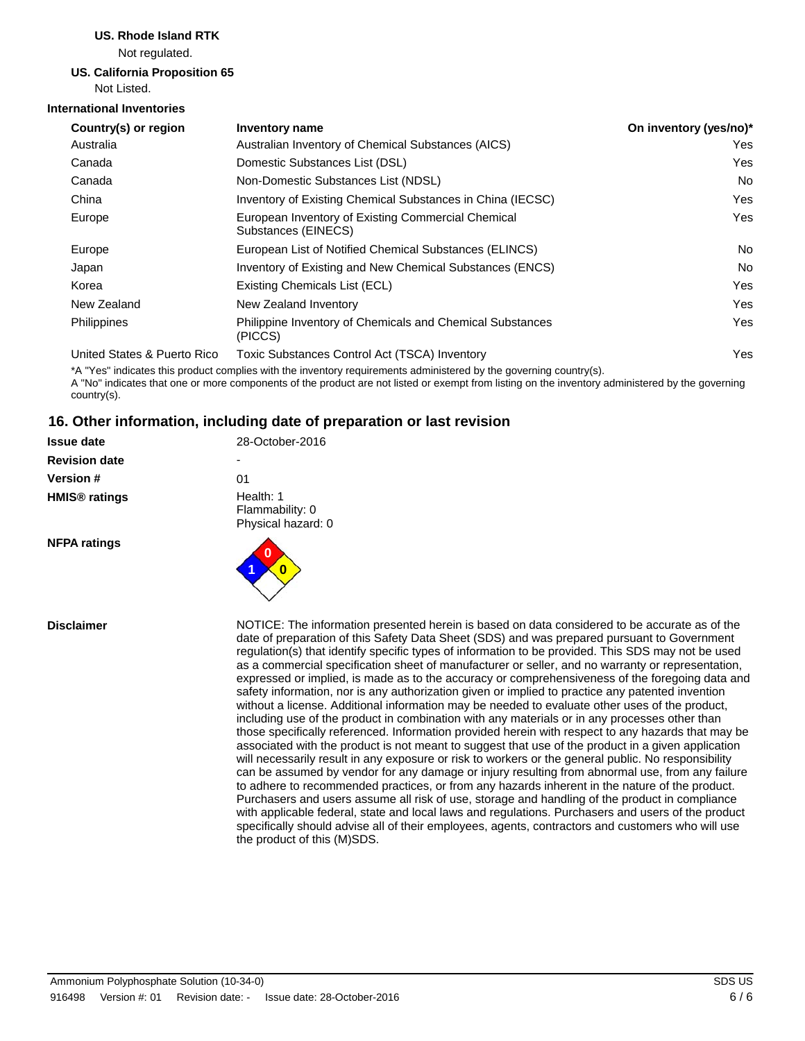**US. Rhode Island RTK**

Not regulated.

**US. California Proposition 65**

Not Listed.

**International Inventories**

| Country(s) or region | Inventory name | On inventory (yes/no)* |
|---|---|---|
| Australia | Australian Inventory of Chemical Substances (AICS) | Yes |
| Canada | Domestic Substances List (DSL) | Yes |
| Canada | Non-Domestic Substances List (NDSL) | No |
| China | Inventory of Existing Chemical Substances in China (IECSC) | Yes |
| Europe | European Inventory of Existing Commercial Chemical Substances (EINECS) | Yes |
| Europe | European List of Notified Chemical Substances (ELINCS) | No |
| Japan | Inventory of Existing and New Chemical Substances (ENCS) | No |
| Korea | Existing Chemicals List (ECL) | Yes |
| New Zealand | New Zealand Inventory | Yes |
| Philippines | Philippine Inventory of Chemicals and Chemical Substances (PICCS) | Yes |
| United States & Puerto Rico | Toxic Substances Control Act (TSCA) Inventory | Yes |

*A "Yes" indicates this product complies with the inventory requirements administered by the governing country(s).
A "No" indicates that one or more components of the product are not listed or exempt from listing on the inventory administered by the governing country(s).

## 16. Other information, including date of preparation or last revision

**Issue date** 28-October-2016

**Revision date** -

**Version #** 01

**HMIS® ratings**
Health: 1
Flammability: 0
Physical hazard: 0

**NFPA ratings**
0
1 0

**Disclaimer**

NOTICE: The information presented herein is based on data considered to be accurate as of the date of preparation of this Safety Data Sheet (SDS) and was prepared pursuant to Government regulation(s) that identify specific types of information to be provided. This SDS may not be used as a commercial specification sheet of manufacturer or seller, and no warranty or representation, expressed or implied, is made as to the accuracy or comprehensiveness of the foregoing data and safety information, nor is any authorization given or implied to practice any patented invention without a license. Additional information may be needed to evaluate other uses of the product, including use of the product in combination with any materials or in any processes other than those specifically referenced. Information provided herein with respect to any hazards that may be associated with the product is not meant to suggest that use of the product in a given application will necessarily result in any exposure or risk to workers or the general public. No responsibility can be assumed by vendor for any damage or injury resulting from abnormal use, from any failure to adhere to recommended practices, or from any hazards inherent in the nature of the product. Purchasers and users assume all risk of use, storage and handling of the product in compliance with applicable federal, state and local laws and regulations. Purchasers and users of the product specifically should advise all of their employees, agents, contractors and customers who will use the product of this (M)SDS.